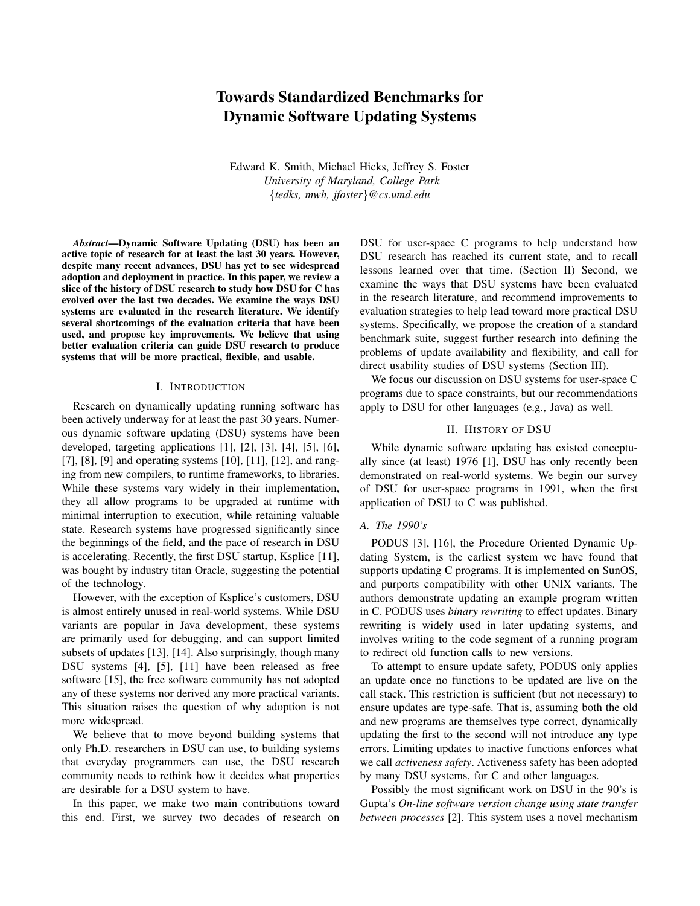# Towards Standardized Benchmarks for Dynamic Software Updating Systems

Edward K. Smith, Michael Hicks, Jeffrey S. Foster
*University of Maryland, College Park*
{*tedks, mwh, jfoster*}*@cs.umd.edu*

***Abstract*—Dynamic Software Updating (DSU) has been an active topic of research for at least the last 30 years. However, despite many recent advances, DSU has yet to see widespread adoption and deployment in practice. In this paper, we review a slice of the history of DSU research to study how DSU for C has evolved over the last two decades. We examine the ways DSU systems are evaluated in the research literature. We identify several shortcomings of the evaluation criteria that have been used, and propose key improvements. We believe that using better evaluation criteria can guide DSU research to produce systems that will be more practical, flexible, and usable.**

## I. Introduction

Research on dynamically updating running software has been actively underway for at least the past 30 years. Numerous dynamic software updating (DSU) systems have been developed, targeting applications [1], [2], [3], [4], [5], [6], [7], [8], [9] and operating systems [10], [11], [12], and ranging from new compilers, to runtime frameworks, to libraries. While these systems vary widely in their implementation, they all allow programs to be upgraded at runtime with minimal interruption to execution, while retaining valuable state. Research systems have progressed significantly since the beginnings of the field, and the pace of research in DSU is accelerating. Recently, the first DSU startup, Ksplice [11], was bought by industry titan Oracle, suggesting the potential of the technology.

However, with the exception of Ksplice's customers, DSU is almost entirely unused in real-world systems. While DSU variants are popular in Java development, these systems are primarily used for debugging, and can support limited subsets of updates [13], [14]. Also surprisingly, though many DSU systems [4], [5], [11] have been released as free software [15], the free software community has not adopted any of these systems nor derived any more practical variants. This situation raises the question of why adoption is not more widespread.

We believe that to move beyond building systems that only Ph.D. researchers in DSU can use, to building systems that everyday programmers can use, the DSU research community needs to rethink how it decides what properties are desirable for a DSU system to have.

In this paper, we make two main contributions toward this end. First, we survey two decades of research on DSU for user-space C programs to help understand how DSU research has reached its current state, and to recall lessons learned over that time. (Section II) Second, we examine the ways that DSU systems have been evaluated in the research literature, and recommend improvements to evaluation strategies to help lead toward more practical DSU systems. Specifically, we propose the creation of a standard benchmark suite, suggest further research into defining the problems of update availability and flexibility, and call for direct usability studies of DSU systems (Section III).

We focus our discussion on DSU systems for user-space C programs due to space constraints, but our recommendations apply to DSU for other languages (e.g., Java) as well.

## II. History of DSU

While dynamic software updating has existed conceptually since (at least) 1976 [1], DSU has only recently been demonstrated on real-world systems. We begin our survey of DSU for user-space programs in 1991, when the first application of DSU to C was published.

### A. The 1990's

PODUS [3], [16], the Procedure Oriented Dynamic Updating System, is the earliest system we have found that supports updating C programs. It is implemented on SunOS, and purports compatibility with other UNIX variants. The authors demonstrate updating an example program written in C. PODUS uses *binary rewriting* to effect updates. Binary rewriting is widely used in later updating systems, and involves writing to the code segment of a running program to redirect old function calls to new versions.

To attempt to ensure update safety, PODUS only applies an update once no functions to be updated are live on the call stack. This restriction is sufficient (but not necessary) to ensure updates are type-safe. That is, assuming both the old and new programs are themselves type correct, dynamically updating the first to the second will not introduce any type errors. Limiting updates to inactive functions enforces what we call *activeness safety*. Activeness safety has been adopted by many DSU systems, for C and other languages.

Possibly the most significant work on DSU in the 90's is Gupta's *On-line software version change using state transfer between processes* [2]. This system uses a novel mechanism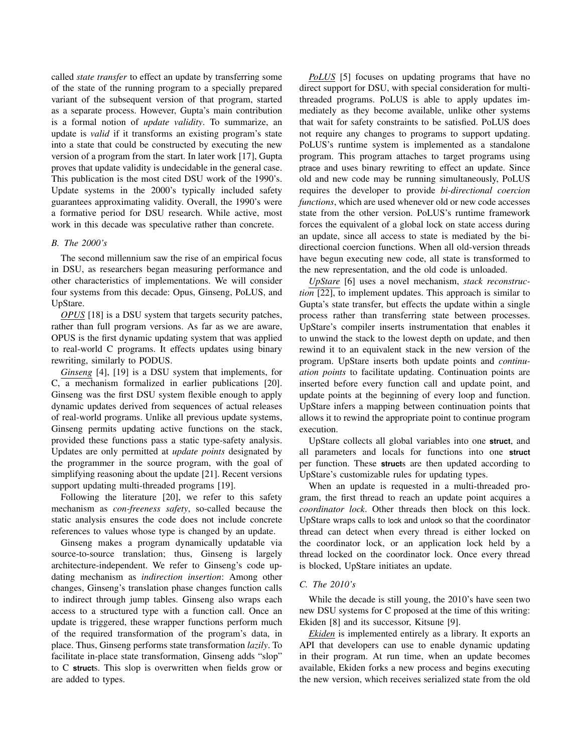called *state transfer* to effect an update by transferring some of the state of the running program to a specially prepared variant of the subsequent version of that program, started as a separate process. However, Gupta's main contribution is a formal notion of *update validity*. To summarize, an update is *valid* if it transforms an existing program's state into a state that could be constructed by executing the new version of a program from the start. In later work [17], Gupta proves that update validity is undecidable in the general case. This publication is the most cited DSU work of the 1990's. Update systems in the 2000's typically included safety guarantees approximating validity. Overall, the 1990's were a formative period for DSU research. While active, most work in this decade was speculative rather than concrete.

### B. The 2000's

The second millennium saw the rise of an empirical focus in DSU, as researchers began measuring performance and other characteristics of implementations. We will consider four systems from this decade: Opus, Ginseng, PoLUS, and UpStare.

*OPUS* [18] is a DSU system that targets security patches, rather than full program versions. As far as we are aware, OPUS is the first dynamic updating system that was applied to real-world C programs. It effects updates using binary rewriting, similarly to PODUS.

*Ginseng* [4], [19] is a DSU system that implements, for C, a mechanism formalized in earlier publications [20]. Ginseng was the first DSU system flexible enough to apply dynamic updates derived from sequences of actual releases of real-world programs. Unlike all previous update systems, Ginseng permits updating active functions on the stack, provided these functions pass a static type-safety analysis. Updates are only permitted at *update points* designated by the programmer in the source program, with the goal of simplifying reasoning about the update [21]. Recent versions support updating multi-threaded programs [19].

Following the literature [20], we refer to this safety mechanism as *con-freeness safety*, so-called because the static analysis ensures the code does not include concrete references to values whose type is changed by an update.

Ginseng makes a program dynamically updatable via source-to-source translation; thus, Ginseng is largely architecture-independent. We refer to Ginseng's code updating mechanism as *indirection insertion*: Among other changes, Ginseng's translation phase changes function calls to indirect through jump tables. Ginseng also wraps each access to a structured type with a function call. Once an update is triggered, these wrapper functions perform much of the required transformation of the program's data, in place. Thus, Ginseng performs state transformation *lazily*. To facilitate in-place state transformation, Ginseng adds "slop" to C **struct**s. This slop is overwritten when fields grow or are added to types.

*PoLUS* [5] focuses on updating programs that have no direct support for DSU, with special consideration for multi-threaded programs. PoLUS is able to apply updates immediately as they become available, unlike other systems that wait for safety constraints to be satisfied. PoLUS does not require any changes to programs to support updating. PoLUS's runtime system is implemented as a standalone program. This program attaches to target programs using ptrace and uses binary rewriting to effect an update. Since old and new code may be running simultaneously, PoLUS requires the developer to provide *bi-directional coercion functions*, which are used whenever old or new code accesses state from the other version. PoLUS's runtime framework forces the equivalent of a global lock on state access during an update, since all access to state is mediated by the bi-directional coercion functions. When all old-version threads have begun executing new code, all state is transformed to the new representation, and the old code is unloaded.

*UpStare* [6] uses a novel mechanism, *stack reconstruction* [22], to implement updates. This approach is similar to Gupta's state transfer, but effects the update within a single process rather than transferring state between processes. UpStare's compiler inserts instrumentation that enables it to unwind the stack to the lowest depth on update, and then rewind it to an equivalent stack in the new version of the program. UpStare inserts both update points and *continuation points* to facilitate updating. Continuation points are inserted before every function call and update point, and update points at the beginning of every loop and function. UpStare infers a mapping between continuation points that allows it to rewind the appropriate point to continue program execution.

UpStare collects all global variables into one **struct**, and all parameters and locals for functions into one **struct** per function. These **struct**s are then updated according to UpStare's customizable rules for updating types.

When an update is requested in a multi-threaded program, the first thread to reach an update point acquires a *coordinator lock*. Other threads then block on this lock. UpStare wraps calls to lock and unlock so that the coordinator thread can detect when every thread is either locked on the coordinator lock, or an application lock held by a thread locked on the coordinator lock. Once every thread is blocked, UpStare initiates an update.

### C. The 2010's

While the decade is still young, the 2010's have seen two new DSU systems for C proposed at the time of this writing: Ekiden [8] and its successor, Kitsune [9].

*Ekiden* is implemented entirely as a library. It exports an API that developers can use to enable dynamic updating in their program. At run time, when an update becomes available, Ekiden forks a new process and begins executing the new version, which receives serialized state from the old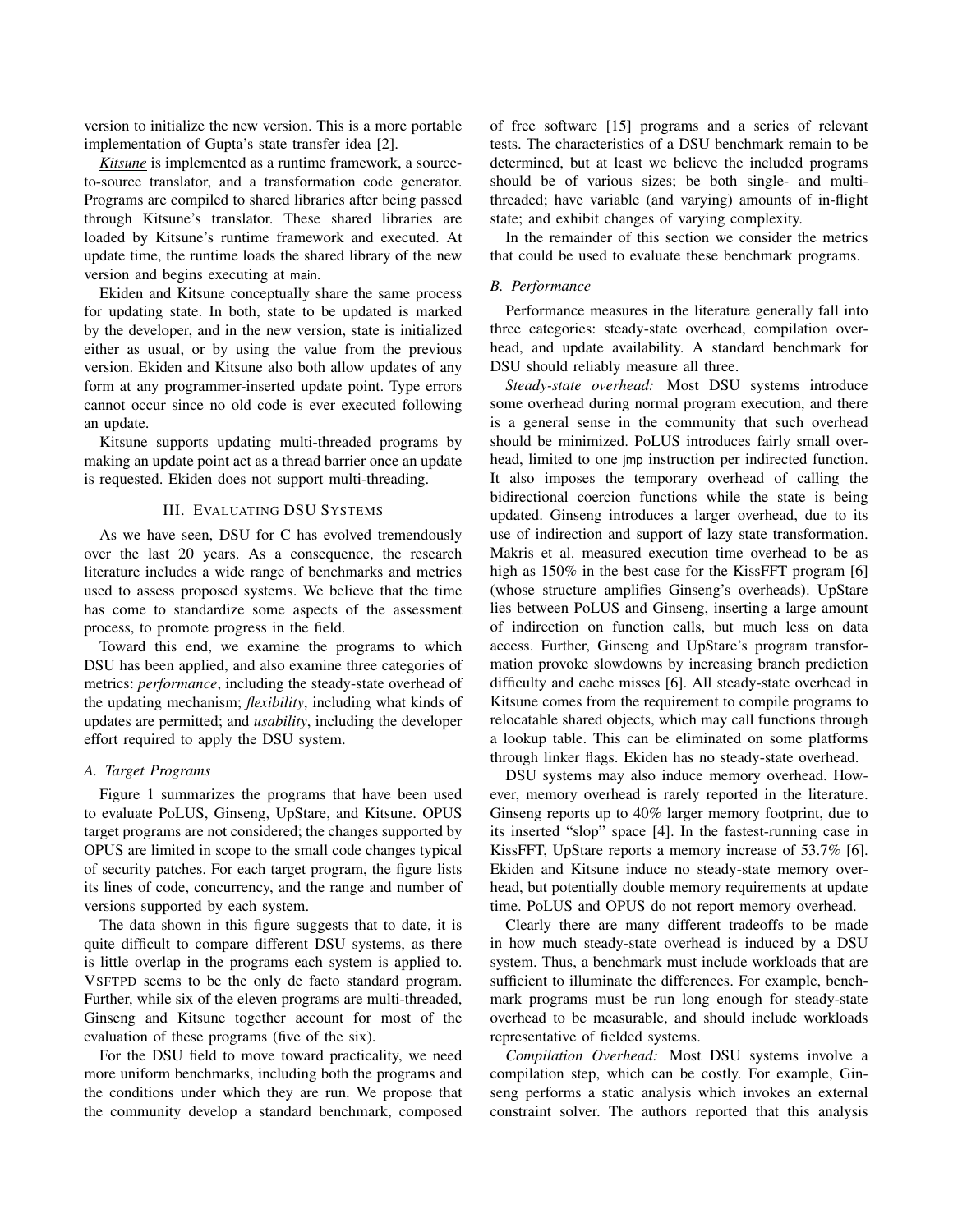version to initialize the new version. This is a more portable implementation of Gupta's state transfer idea [2].

***Kitsune*** is implemented as a runtime framework, a source-to-source translator, and a transformation code generator. Programs are compiled to shared libraries after being passed through Kitsune's translator. These shared libraries are loaded by Kitsune's runtime framework and executed. At update time, the runtime loads the shared library of the new version and begins executing at main.

Ekiden and Kitsune conceptually share the same process for updating state. In both, state to be updated is marked by the developer, and in the new version, state is initialized either as usual, or by using the value from the previous version. Ekiden and Kitsune also both allow updates of any form at any programmer-inserted update point. Type errors cannot occur since no old code is ever executed following an update.

Kitsune supports updating multi-threaded programs by making an update point act as a thread barrier once an update is requested. Ekiden does not support multi-threading.

## III. Evaluating DSU Systems

As we have seen, DSU for C has evolved tremendously over the last 20 years. As a consequence, the research literature includes a wide range of benchmarks and metrics used to assess proposed systems. We believe that the time has come to standardize some aspects of the assessment process, to promote progress in the field.

Toward this end, we examine the programs to which DSU has been applied, and also examine three categories of metrics: *performance*, including the steady-state overhead of the updating mechanism; *flexibility*, including what kinds of updates are permitted; and *usability*, including the developer effort required to apply the DSU system.

### A. Target Programs

Figure 1 summarizes the programs that have been used to evaluate PoLUS, Ginseng, UpStare, and Kitsune. OPUS target programs are not considered; the changes supported by OPUS are limited in scope to the small code changes typical of security patches. For each target program, the figure lists its lines of code, concurrency, and the range and number of versions supported by each system.

The data shown in this figure suggests that to date, it is quite difficult to compare different DSU systems, as there is little overlap in the programs each system is applied to. VSFTPD seems to be the only de facto standard program. Further, while six of the eleven programs are multi-threaded, Ginseng and Kitsune together account for most of the evaluation of these programs (five of the six).

For the DSU field to move toward practicality, we need more uniform benchmarks, including both the programs and the conditions under which they are run. We propose that the community develop a standard benchmark, composed of free software [15] programs and a series of relevant tests. The characteristics of a DSU benchmark remain to be determined, but at least we believe the included programs should be of various sizes; be both single- and multi-threaded; have variable (and varying) amounts of in-flight state; and exhibit changes of varying complexity.

In the remainder of this section we consider the metrics that could be used to evaluate these benchmark programs.

### B. Performance

Performance measures in the literature generally fall into three categories: steady-state overhead, compilation overhead, and update availability. A standard benchmark for DSU should reliably measure all three.

*Steady-state overhead:* Most DSU systems introduce some overhead during normal program execution, and there is a general sense in the community that such overhead should be minimized. PoLUS introduces fairly small overhead, limited to one jmp instruction per indirected function. It also imposes the temporary overhead of calling the bidirectional coercion functions while the state is being updated. Ginseng introduces a larger overhead, due to its use of indirection and support of lazy state transformation. Makris et al. measured execution time overhead to be as high as 150% in the best case for the KissFFT program [6] (whose structure amplifies Ginseng's overheads). UpStare lies between PoLUS and Ginseng, inserting a large amount of indirection on function calls, but much less on data access. Further, Ginseng and UpStare's program transformation provoke slowdowns by increasing branch prediction difficulty and cache misses [6]. All steady-state overhead in Kitsune comes from the requirement to compile programs to relocatable shared objects, which may call functions through a lookup table. This can be eliminated on some platforms through linker flags. Ekiden has no steady-state overhead.

DSU systems may also induce memory overhead. However, memory overhead is rarely reported in the literature. Ginseng reports up to 40% larger memory footprint, due to its inserted "slop" space [4]. In the fastest-running case in KissFFT, UpStare reports a memory increase of 53.7% [6]. Ekiden and Kitsune induce no steady-state memory overhead, but potentially double memory requirements at update time. PoLUS and OPUS do not report memory overhead.

Clearly there are many different tradeoffs to be made in how much steady-state overhead is induced by a DSU system. Thus, a benchmark must include workloads that are sufficient to illuminate the differences. For example, benchmark programs must be run long enough for steady-state overhead to be measurable, and should include workloads representative of fielded systems.

*Compilation Overhead:* Most DSU systems involve a compilation step, which can be costly. For example, Ginseng performs a static analysis which invokes an external constraint solver. The authors reported that this analysis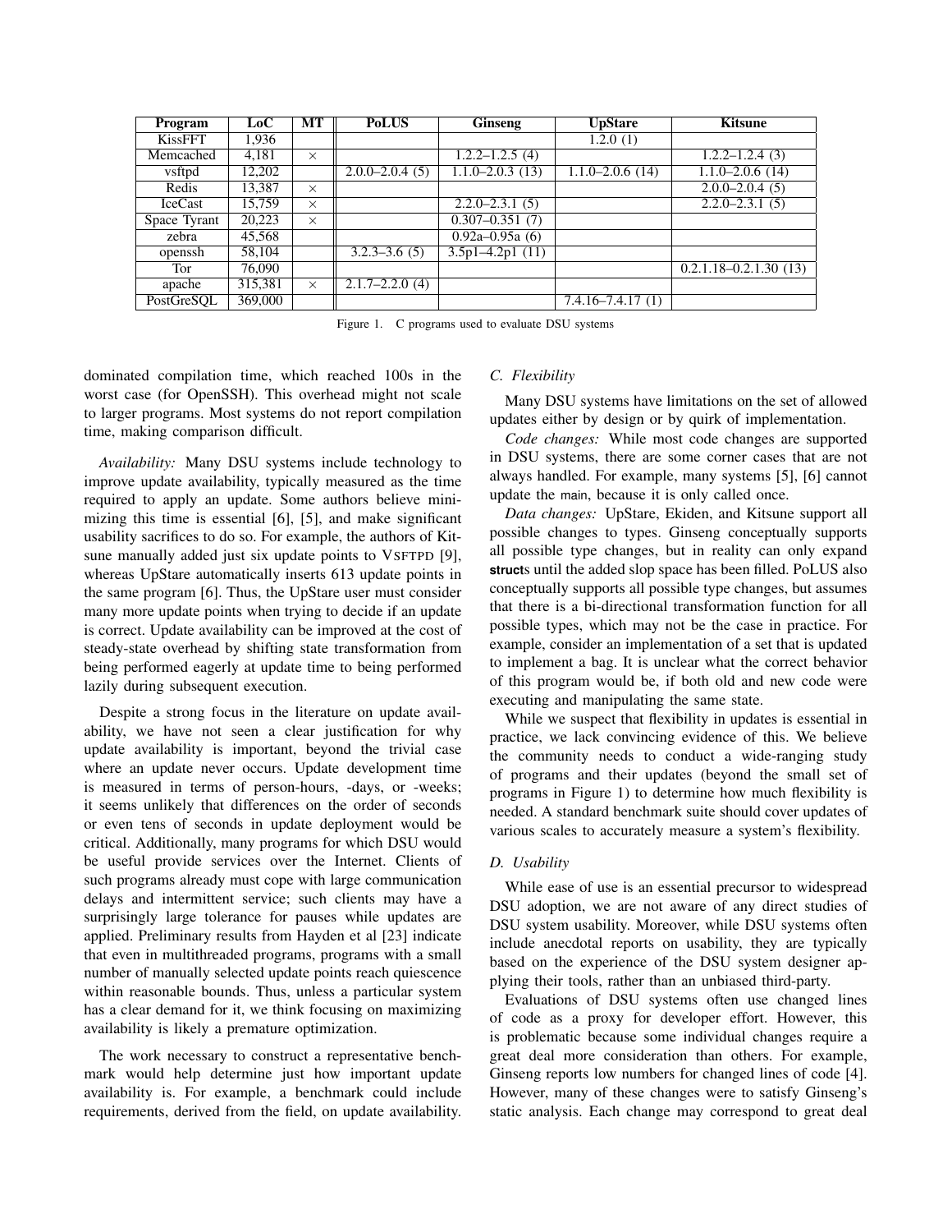| Program | LoC | MT | PoLUS | Ginseng | UpStare | Kitsune |
|---|---|---|---|---|---|---|
| KissFFT | 1,936 | | | | 1.2.0 (1) | |
| Memcached | 4,181 | × | | 1.2.2–1.2.5 (4) | | 1.2.2–1.2.4 (3) |
| vsftpd | 12,202 | | 2.0.0–2.0.4 (5) | 1.1.0–2.0.3 (13) | 1.1.0–2.0.6 (14) | 1.1.0–2.0.6 (14) |
| Redis | 13,387 | × | | | | 2.0.0–2.0.4 (5) |
| IceCast | 15,759 | × | | 2.2.0–2.3.1 (5) | | 2.2.0–2.3.1 (5) |
| Space Tyrant | 20,223 | × | | 0.307–0.351 (7) | | |
| zebra | 45,568 | | | 0.92a–0.95a (6) | | |
| openssh | 58,104 | | 3.2.3–3.6 (5) | 3.5p1–4.2p1 (11) | | |
| Tor | 76,090 | | | | | 0.2.1.18–0.2.1.30 (13) |
| apache | 315,381 | × | 2.1.7–2.2.0 (4) | | | |
| PostGreSQL | 369,000 | | | | 7.4.16–7.4.17 (1) | |

Figure 1. C programs used to evaluate DSU systems

dominated compilation time, which reached 100s in the worst case (for OpenSSH). This overhead might not scale to larger programs. Most systems do not report compilation time, making comparison difficult.

*Availability:* Many DSU systems include technology to improve update availability, typically measured as the time required to apply an update. Some authors believe minimizing this time is essential [6], [5], and make significant usability sacrifices to do so. For example, the authors of Kitsune manually added just six update points to VSFTPD [9], whereas UpStare automatically inserts 613 update points in the same program [6]. Thus, the UpStare user must consider many more update points when trying to decide if an update is correct. Update availability can be improved at the cost of steady-state overhead by shifting state transformation from being performed eagerly at update time to being performed lazily during subsequent execution.

Despite a strong focus in the literature on update availability, we have not seen a clear justification for why update availability is important, beyond the trivial case where an update never occurs. Update development time is measured in terms of person-hours, -days, or -weeks; it seems unlikely that differences on the order of seconds or even tens of seconds in update deployment would be critical. Additionally, many programs for which DSU would be useful provide services over the Internet. Clients of such programs already must cope with large communication delays and intermittent service; such clients may have a surprisingly large tolerance for pauses while updates are applied. Preliminary results from Hayden et al [23] indicate that even in multithreaded programs, programs with a small number of manually selected update points reach quiescence within reasonable bounds. Thus, unless a particular system has a clear demand for it, we think focusing on maximizing availability is likely a premature optimization.

The work necessary to construct a representative benchmark would help determine just how important update availability is. For example, a benchmark could include requirements, derived from the field, on update availability.

### C. Flexibility

Many DSU systems have limitations on the set of allowed updates either by design or by quirk of implementation.

*Code changes:* While most code changes are supported in DSU systems, there are some corner cases that are not always handled. For example, many systems [5], [6] cannot update the main, because it is only called once.

*Data changes:* UpStare, Ekiden, and Kitsune support all possible changes to types. Ginseng conceptually supports all possible type changes, but in reality can only expand **struct**s until the added slop space has been filled. PoLUS also conceptually supports all possible type changes, but assumes that there is a bi-directional transformation function for all possible types, which may not be the case in practice. For example, consider an implementation of a set that is updated to implement a bag. It is unclear what the correct behavior of this program would be, if both old and new code were executing and manipulating the same state.

While we suspect that flexibility in updates is essential in practice, we lack convincing evidence of this. We believe the community needs to conduct a wide-ranging study of programs and their updates (beyond the small set of programs in Figure 1) to determine how much flexibility is needed. A standard benchmark suite should cover updates of various scales to accurately measure a system's flexibility.

### D. Usability

While ease of use is an essential precursor to widespread DSU adoption, we are not aware of any direct studies of DSU system usability. Moreover, while DSU systems often include anecdotal reports on usability, they are typically based on the experience of the DSU system designer applying their tools, rather than an unbiased third-party.

Evaluations of DSU systems often use changed lines of code as a proxy for developer effort. However, this is problematic because some individual changes require a great deal more consideration than others. For example, Ginseng reports low numbers for changed lines of code [4]. However, many of these changes were to satisfy Ginseng's static analysis. Each change may correspond to great deal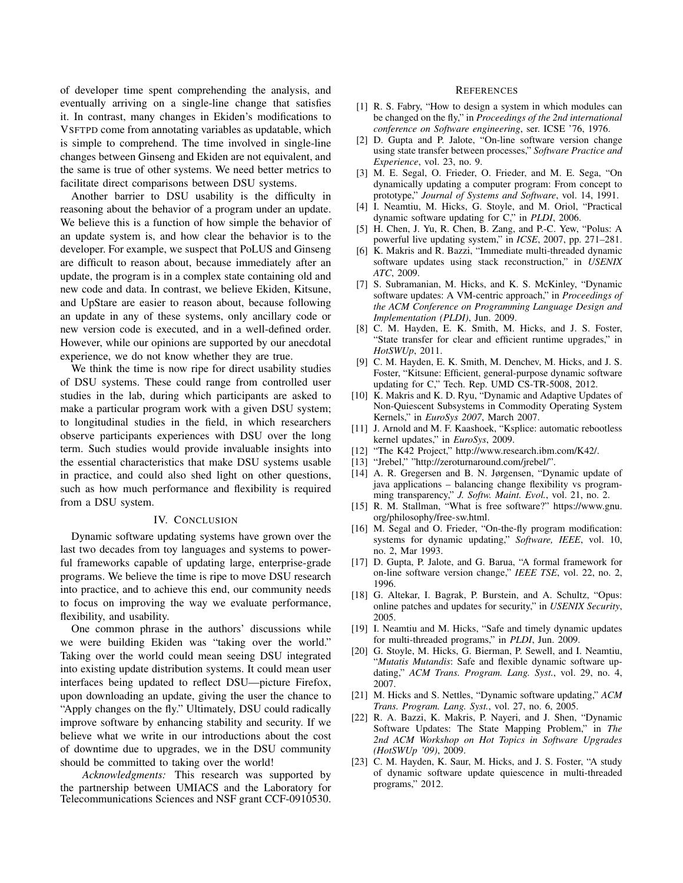of developer time spent comprehending the analysis, and eventually arriving on a single-line change that satisfies it. In contrast, many changes in Ekiden's modifications to VSFTPD come from annotating variables as updatable, which is simple to comprehend. The time involved in single-line changes between Ginseng and Ekiden are not equivalent, and the same is true of other systems. We need better metrics to facilitate direct comparisons between DSU systems.

Another barrier to DSU usability is the difficulty in reasoning about the behavior of a program under an update. We believe this is a function of how simple the behavior of an update system is, and how clear the behavior is to the developer. For example, we suspect that PoLUS and Ginseng are difficult to reason about, because immediately after an update, the program is in a complex state containing old and new code and data. In contrast, we believe Ekiden, Kitsune, and UpStare are easier to reason about, because following an update in any of these systems, only ancillary code or new version code is executed, and in a well-defined order. However, while our opinions are supported by our anecdotal experience, we do not know whether they are true.

We think the time is now ripe for direct usability studies of DSU systems. These could range from controlled user studies in the lab, during which participants are asked to make a particular program work with a given DSU system; to longitudinal studies in the field, in which researchers observe participants experiences with DSU over the long term. Such studies would provide invaluable insights into the essential characteristics that make DSU systems usable in practice, and could also shed light on other questions, such as how much performance and flexibility is required from a DSU system.

## IV. Conclusion

Dynamic software updating systems have grown over the last two decades from toy languages and systems to powerful frameworks capable of updating large, enterprise-grade programs. We believe the time is ripe to move DSU research into practice, and to achieve this end, our community needs to focus on improving the way we evaluate performance, flexibility, and usability.

One common phrase in the authors' discussions while we were building Ekiden was "taking over the world." Taking over the world could mean seeing DSU integrated into existing update distribution systems. It could mean user interfaces being updated to reflect DSU—picture Firefox, upon downloading an update, giving the user the chance to "Apply changes on the fly." Ultimately, DSU could radically improve software by enhancing stability and security. If we believe what we write in our introductions about the cost of downtime due to upgrades, we in the DSU community should be committed to taking over the world!

*Acknowledgments:* This research was supported by the partnership between UMIACS and the Laboratory for Telecommunications Sciences and NSF grant CCF-0910530.

## References

[1] R. S. Fabry, "How to design a system in which modules can be changed on the fly," in *Proceedings of the 2nd international conference on Software engineering*, ser. ICSE '76, 1976.

[2] D. Gupta and P. Jalote, "On-line software version change using state transfer between processes," *Software Practice and Experience*, vol. 23, no. 9.

[3] M. E. Segal, O. Frieder, O. Frieder, and M. E. Sega, "On dynamically updating a computer program: From concept to prototype," *Journal of Systems and Software*, vol. 14, 1991.

[4] I. Neamtiu, M. Hicks, G. Stoyle, and M. Oriol, "Practical dynamic software updating for C," in *PLDI*, 2006.

[5] H. Chen, J. Yu, R. Chen, B. Zang, and P.-C. Yew, "Polus: A powerful live updating system," in *ICSE*, 2007, pp. 271–281.

[6] K. Makris and R. Bazzi, "Immediate multi-threaded dynamic software updates using stack reconstruction," in *USENIX ATC*, 2009.

[7] S. Subramanian, M. Hicks, and K. S. McKinley, "Dynamic software updates: A VM-centric approach," in *Proceedings of the ACM Conference on Programming Language Design and Implementation (PLDI)*, Jun. 2009.

[8] C. M. Hayden, E. K. Smith, M. Hicks, and J. S. Foster, "State transfer for clear and efficient runtime upgrades," in *HotSWUp*, 2011.

[9] C. M. Hayden, E. K. Smith, M. Denchev, M. Hicks, and J. S. Foster, "Kitsune: Efficient, general-purpose dynamic software updating for C," Tech. Rep. UMD CS-TR-5008, 2012.

[10] K. Makris and K. D. Ryu, "Dynamic and Adaptive Updates of Non-Quiescent Subsystems in Commodity Operating System Kernels," in *EuroSys 2007*, March 2007.

[11] J. Arnold and M. F. Kaashoek, "Ksplice: automatic rebootless kernel updates," in *EuroSys*, 2009.

[12] "The K42 Project," http://www.research.ibm.com/K42/.

[13] "Jrebel," "http://zeroturnaround.com/jrebel/".

[14] A. R. Gregersen and B. N. Jørgensen, "Dynamic update of java applications – balancing change flexibility vs programming transparency," *J. Softw. Maint. Evol.*, vol. 21, no. 2.

[15] R. M. Stallman, "What is free software?" https://www.gnu.org/philosophy/free-sw.html.

[16] M. Segal and O. Frieder, "On-the-fly program modification: systems for dynamic updating," *Software, IEEE*, vol. 10, no. 2, Mar 1993.

[17] D. Gupta, P. Jalote, and G. Barua, "A formal framework for on-line software version change," *IEEE TSE*, vol. 22, no. 2, 1996.

[18] G. Altekar, I. Bagrak, P. Burstein, and A. Schultz, "Opus: online patches and updates for security," in *USENIX Security*, 2005.

[19] I. Neamtiu and M. Hicks, "Safe and timely dynamic updates for multi-threaded programs," in *PLDI*, Jun. 2009.

[20] G. Stoyle, M. Hicks, G. Bierman, P. Sewell, and I. Neamtiu, "*Mutatis Mutandis*: Safe and flexible dynamic software updating," *ACM Trans. Program. Lang. Syst.*, vol. 29, no. 4, 2007.

[21] M. Hicks and S. Nettles, "Dynamic software updating," *ACM Trans. Program. Lang. Syst.*, vol. 27, no. 6, 2005.

[22] R. A. Bazzi, K. Makris, P. Nayeri, and J. Shen, "Dynamic Software Updates: The State Mapping Problem," in *The 2nd ACM Workshop on Hot Topics in Software Upgrades (HotSWUp '09)*, 2009.

[23] C. M. Hayden, K. Saur, M. Hicks, and J. S. Foster, "A study of dynamic software update quiescence in multi-threaded programs," 2012.